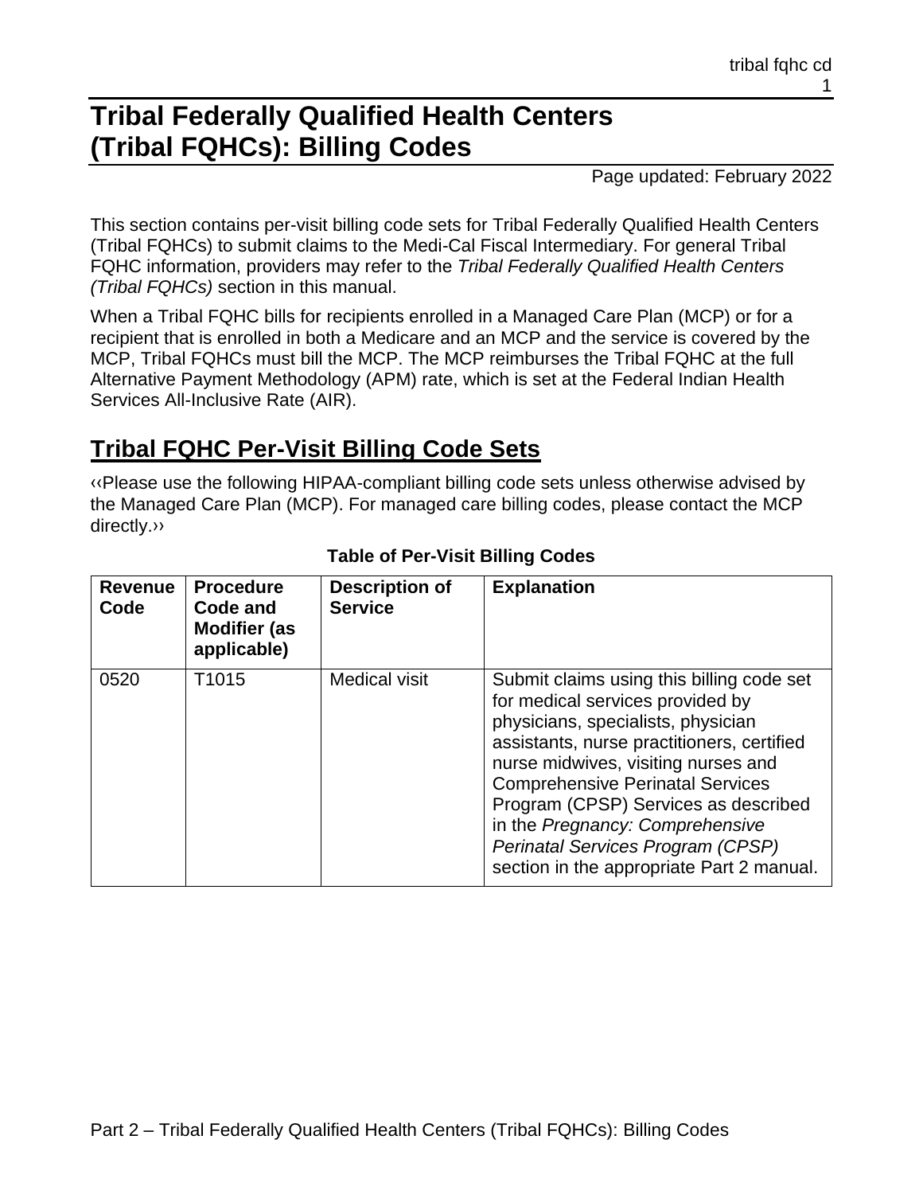# Tribal Federally Qualified Health Centers (Tribal FQHCs): Billing Codes

Page updated: February 2022

This section contains per-visit billing code sets for Tribal Federally Qualified Health Centers (Tribal FQHCs) to submit claims to the Medi-Cal Fiscal Intermediary. For general Tribal FQHC information, providers may refer to the *Tribal Federally Qualified Health Centers (Tribal FQHCs)* section in this manual.

When a Tribal FQHC bills for recipients enrolled in a Managed Care Plan (MCP) or for a recipient that is enrolled in both a Medicare and an MCP and the service is covered by the MCP, Tribal FQHCs must bill the MCP. The MCP reimburses the Tribal FQHC at the full Alternative Payment Methodology (APM) rate, which is set at the Federal Indian Health Services All-Inclusive Rate (AIR).

## Tribal FQHC Per-Visit Billing Code Sets

‹‹Please use the following HIPAA-compliant billing code sets unless otherwise advised by the Managed Care Plan (MCP). For managed care billing codes, please contact the MCP directly.››

**Table of Per-Visit Billing Codes**

| Revenue Code | Procedure Code and Modifier (as applicable) | Description of Service | Explanation |
|---|---|---|---|
| 0520 | T1015 | Medical visit | Submit claims using this billing code set for medical services provided by physicians, specialists, physician assistants, nurse practitioners, certified nurse midwives, visiting nurses and Comprehensive Perinatal Services Program (CPSP) Services as described in the *Pregnancy: Comprehensive Perinatal Services Program (CPSP)* section in the appropriate Part 2 manual. |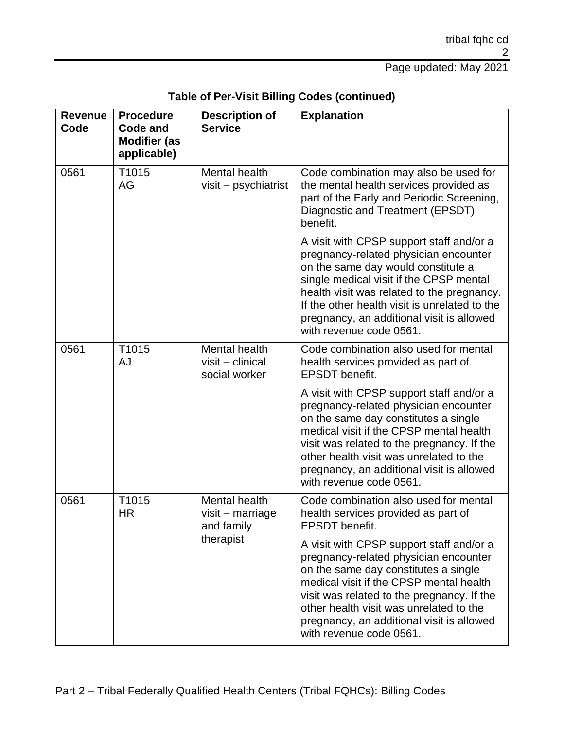**Table of Per-Visit Billing Codes (continued)**

| Revenue Code | Procedure Code and Modifier (as applicable) | Description of Service | Explanation |
|---|---|---|---|
| 0561 | T1015 AG | Mental health visit – psychiatrist | Code combination may also be used for the mental health services provided as part of the Early and Periodic Screening, Diagnostic and Treatment (EPSDT) benefit.<br><br>A visit with CPSP support staff and/or a pregnancy-related physician encounter on the same day would constitute a single medical visit if the CPSP mental health visit was related to the pregnancy. If the other health visit is unrelated to the pregnancy, an additional visit is allowed with revenue code 0561. |
| 0561 | T1015 AJ | Mental health visit – clinical social worker | Code combination also used for mental health services provided as part of EPSDT benefit.<br><br>A visit with CPSP support staff and/or a pregnancy-related physician encounter on the same day constitutes a single medical visit if the CPSP mental health visit was related to the pregnancy. If the other health visit was unrelated to the pregnancy, an additional visit is allowed with revenue code 0561. |
| 0561 | T1015 HR | Mental health visit – marriage and family therapist | Code combination also used for mental health services provided as part of EPSDT benefit.<br><br>A visit with CPSP support staff and/or a pregnancy-related physician encounter on the same day constitutes a single medical visit if the CPSP mental health visit was related to the pregnancy. If the other health visit was unrelated to the pregnancy, an additional visit is allowed with revenue code 0561. |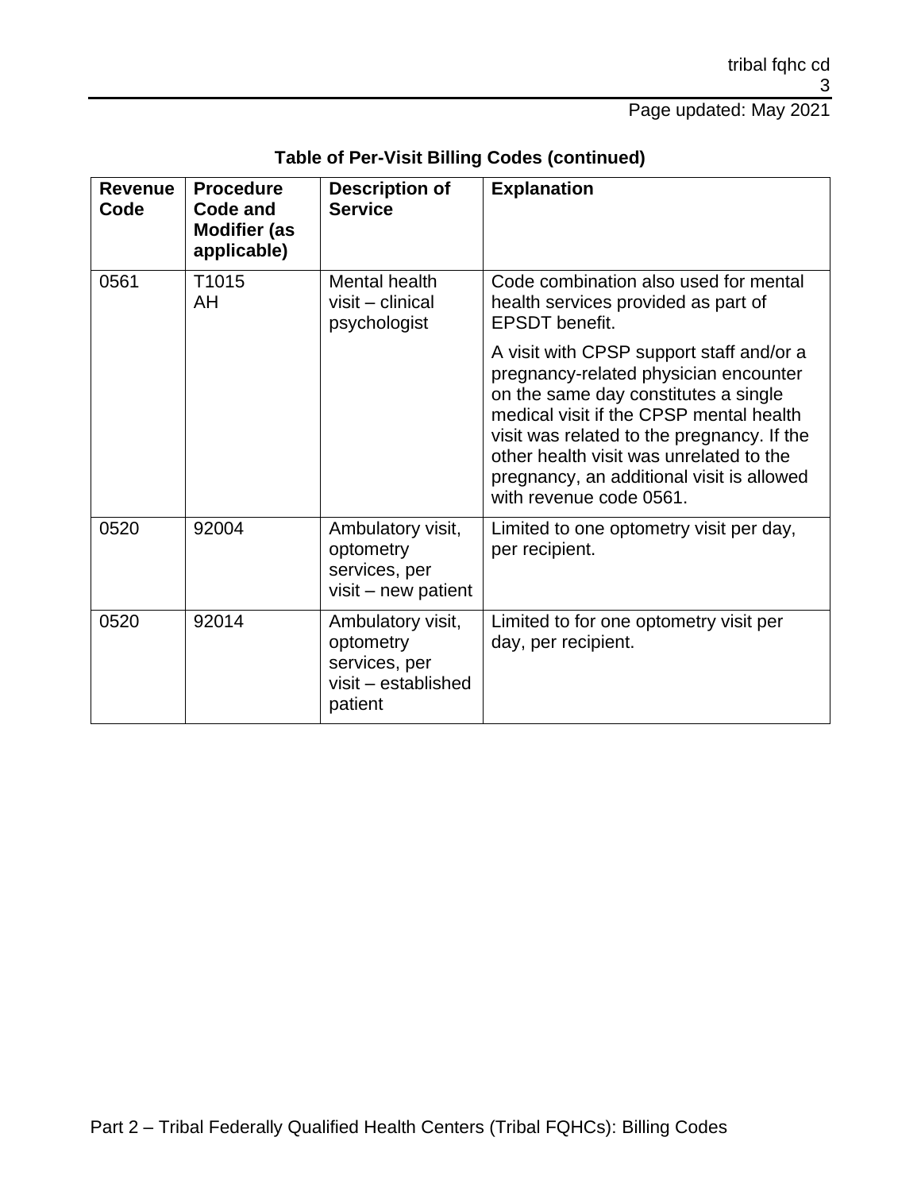**Table of Per-Visit Billing Codes (continued)**

| Revenue Code | Procedure Code and Modifier (as applicable) | Description of Service | Explanation |
|---|---|---|---|
| 0561 | T1015 AH | Mental health visit – clinical psychologist | Code combination also used for mental health services provided as part of EPSDT benefit.<br><br>A visit with CPSP support staff and/or a pregnancy-related physician encounter on the same day constitutes a single medical visit if the CPSP mental health visit was related to the pregnancy. If the other health visit was unrelated to the pregnancy, an additional visit is allowed with revenue code 0561. |
| 0520 | 92004 | Ambulatory visit, optometry services, per visit – new patient | Limited to one optometry visit per day, per recipient. |
| 0520 | 92014 | Ambulatory visit, optometry services, per visit – established patient | Limited to for one optometry visit per day, per recipient. |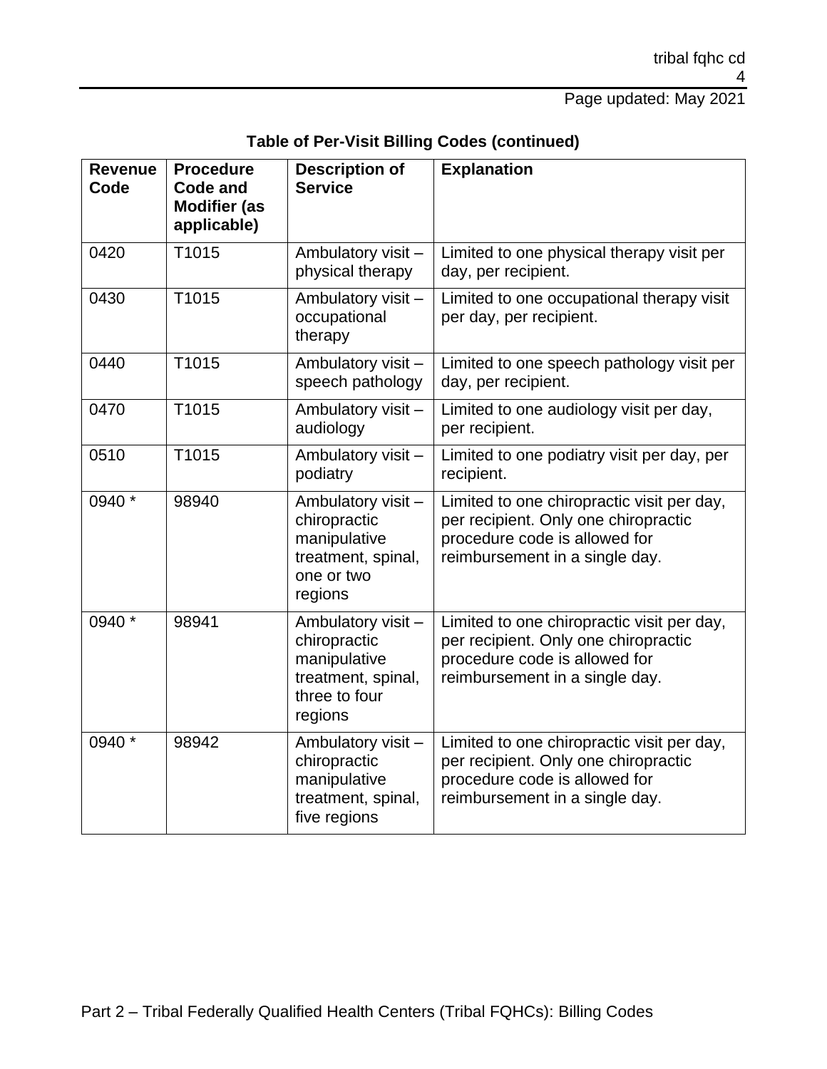**Table of Per-Visit Billing Codes (continued)**

| Revenue Code | Procedure Code and Modifier (as applicable) | Description of Service | Explanation |
|---|---|---|---|
| 0420 | T1015 | Ambulatory visit – physical therapy | Limited to one physical therapy visit per day, per recipient. |
| 0430 | T1015 | Ambulatory visit – occupational therapy | Limited to one occupational therapy visit per day, per recipient. |
| 0440 | T1015 | Ambulatory visit – speech pathology | Limited to one speech pathology visit per day, per recipient. |
| 0470 | T1015 | Ambulatory visit – audiology | Limited to one audiology visit per day, per recipient. |
| 0510 | T1015 | Ambulatory visit – podiatry | Limited to one podiatry visit per day, per recipient. |
| 0940 * | 98940 | Ambulatory visit – chiropractic manipulative treatment, spinal, one or two regions | Limited to one chiropractic visit per day, per recipient. Only one chiropractic procedure code is allowed for reimbursement in a single day. |
| 0940 * | 98941 | Ambulatory visit – chiropractic manipulative treatment, spinal, three to four regions | Limited to one chiropractic visit per day, per recipient. Only one chiropractic procedure code is allowed for reimbursement in a single day. |
| 0940 * | 98942 | Ambulatory visit – chiropractic manipulative treatment, spinal, five regions | Limited to one chiropractic visit per day, per recipient. Only one chiropractic procedure code is allowed for reimbursement in a single day. |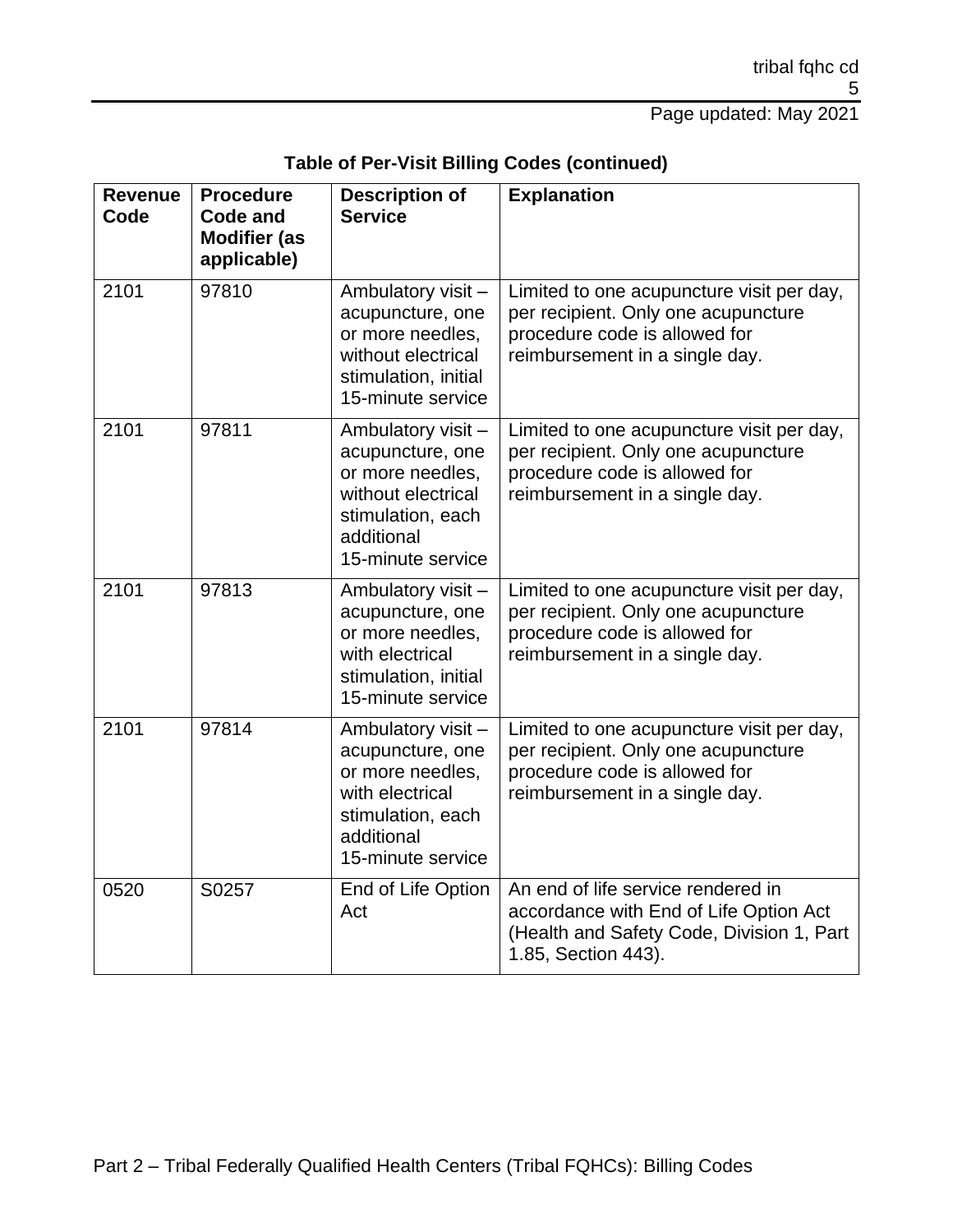**Table of Per-Visit Billing Codes (continued)**

| Revenue Code | Procedure Code and Modifier (as applicable) | Description of Service | Explanation |
|---|---|---|---|
| 2101 | 97810 | Ambulatory visit – acupuncture, one or more needles, without electrical stimulation, initial 15-minute service | Limited to one acupuncture visit per day, per recipient. Only one acupuncture procedure code is allowed for reimbursement in a single day. |
| 2101 | 97811 | Ambulatory visit – acupuncture, one or more needles, without electrical stimulation, each additional 15-minute service | Limited to one acupuncture visit per day, per recipient. Only one acupuncture procedure code is allowed for reimbursement in a single day. |
| 2101 | 97813 | Ambulatory visit – acupuncture, one or more needles, with electrical stimulation, initial 15-minute service | Limited to one acupuncture visit per day, per recipient. Only one acupuncture procedure code is allowed for reimbursement in a single day. |
| 2101 | 97814 | Ambulatory visit – acupuncture, one or more needles, with electrical stimulation, each additional 15-minute service | Limited to one acupuncture visit per day, per recipient. Only one acupuncture procedure code is allowed for reimbursement in a single day. |
| 0520 | S0257 | End of Life Option Act | An end of life service rendered in accordance with End of Life Option Act (Health and Safety Code, Division 1, Part 1.85, Section 443). |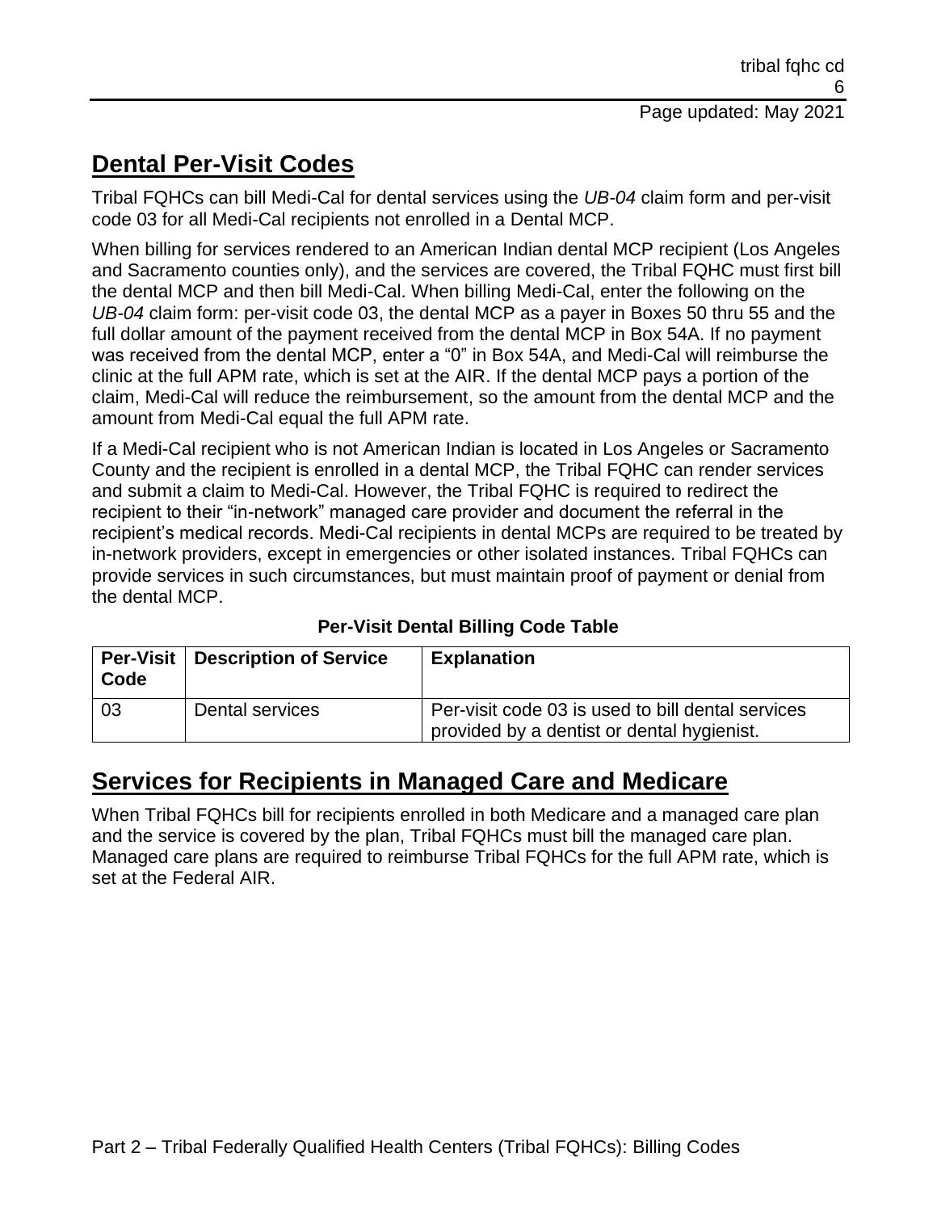## Dental Per-Visit Codes

Tribal FQHCs can bill Medi-Cal for dental services using the *UB-04* claim form and per-visit code 03 for all Medi-Cal recipients not enrolled in a Dental MCP.

When billing for services rendered to an American Indian dental MCP recipient (Los Angeles and Sacramento counties only), and the services are covered, the Tribal FQHC must first bill the dental MCP and then bill Medi-Cal. When billing Medi-Cal, enter the following on the *UB-04* claim form: per-visit code 03, the dental MCP as a payer in Boxes 50 thru 55 and the full dollar amount of the payment received from the dental MCP in Box 54A. If no payment was received from the dental MCP, enter a "0" in Box 54A, and Medi-Cal will reimburse the clinic at the full APM rate, which is set at the AIR. If the dental MCP pays a portion of the claim, Medi-Cal will reduce the reimbursement, so the amount from the dental MCP and the amount from Medi-Cal equal the full APM rate.

If a Medi-Cal recipient who is not American Indian is located in Los Angeles or Sacramento County and the recipient is enrolled in a dental MCP, the Tribal FQHC can render services and submit a claim to Medi-Cal. However, the Tribal FQHC is required to redirect the recipient to their "in-network" managed care provider and document the referral in the recipient's medical records. Medi-Cal recipients in dental MCPs are required to be treated by in-network providers, except in emergencies or other isolated instances. Tribal FQHCs can provide services in such circumstances, but must maintain proof of payment or denial from the dental MCP.

**Per-Visit Dental Billing Code Table**

| Per-Visit Code | Description of Service | Explanation |
|---|---|---|
| 03 | Dental services | Per-visit code 03 is used to bill dental services provided by a dentist or dental hygienist. |

## Services for Recipients in Managed Care and Medicare

When Tribal FQHCs bill for recipients enrolled in both Medicare and a managed care plan and the service is covered by the plan, Tribal FQHCs must bill the managed care plan. Managed care plans are required to reimburse Tribal FQHCs for the full APM rate, which is set at the Federal AIR.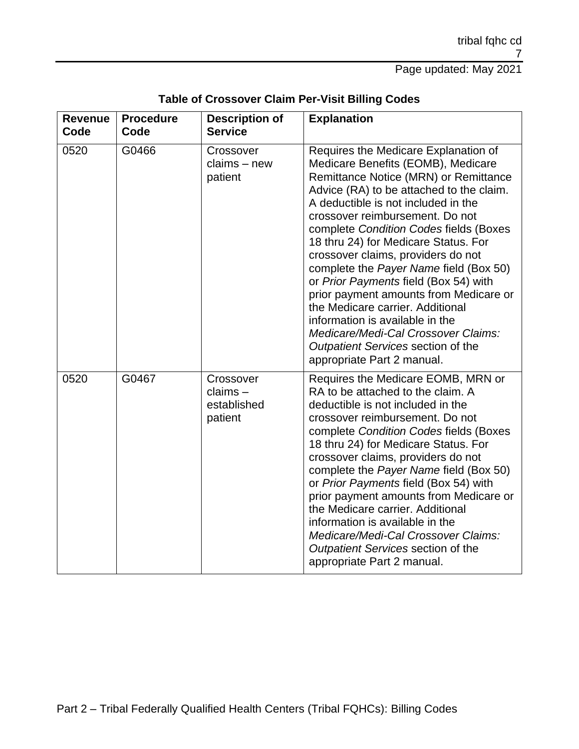**Table of Crossover Claim Per-Visit Billing Codes**

| Revenue Code | Procedure Code | Description of Service | Explanation |
|---|---|---|---|
| 0520 | G0466 | Crossover claims – new patient | Requires the Medicare Explanation of Medicare Benefits (EOMB), Medicare Remittance Notice (MRN) or Remittance Advice (RA) to be attached to the claim. A deductible is not included in the crossover reimbursement. Do not complete *Condition Codes* fields (Boxes 18 thru 24) for Medicare Status. For crossover claims, providers do not complete the *Payer Name* field (Box 50) or *Prior Payments* field (Box 54) with prior payment amounts from Medicare or the Medicare carrier. Additional information is available in the *Medicare/Medi-Cal Crossover Claims: Outpatient Services* section of the appropriate Part 2 manual. |
| 0520 | G0467 | Crossover claims – established patient | Requires the Medicare EOMB, MRN or RA to be attached to the claim. A deductible is not included in the crossover reimbursement. Do not complete *Condition Codes* fields (Boxes 18 thru 24) for Medicare Status. For crossover claims, providers do not complete the *Payer Name* field (Box 50) or *Prior Payments* field (Box 54) with prior payment amounts from Medicare or the Medicare carrier. Additional information is available in the *Medicare/Medi-Cal Crossover Claims: Outpatient Services* section of the appropriate Part 2 manual. |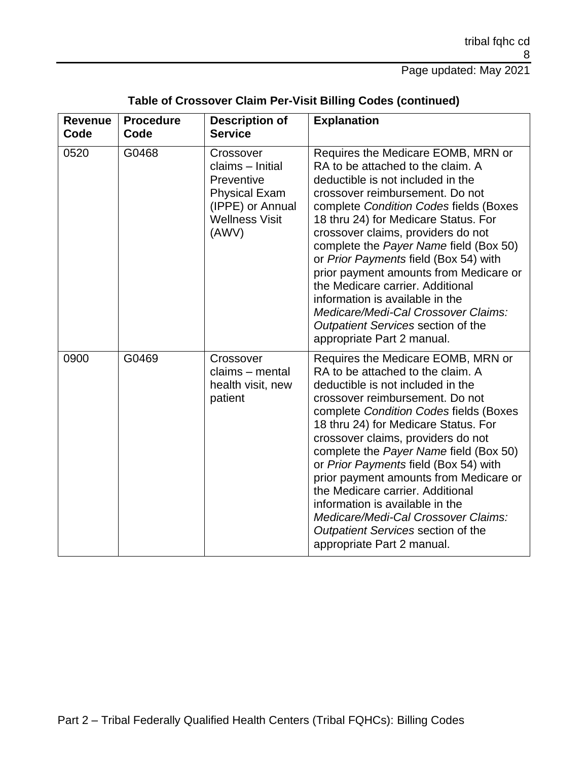**Table of Crossover Claim Per-Visit Billing Codes (continued)**

| Revenue Code | Procedure Code | Description of Service | Explanation |
| --- | --- | --- | --- |
| 0520 | G0468 | Crossover claims – Initial Preventive Physical Exam (IPPE) or Annual Wellness Visit (AWV) | Requires the Medicare EOMB, MRN or RA to be attached to the claim. A deductible is not included in the crossover reimbursement. Do not complete *Condition Codes* fields (Boxes 18 thru 24) for Medicare Status. For crossover claims, providers do not complete the *Payer Name* field (Box 50) or *Prior Payments* field (Box 54) with prior payment amounts from Medicare or the Medicare carrier. Additional information is available in the *Medicare/Medi-Cal Crossover Claims: Outpatient Services* section of the appropriate Part 2 manual. |
| 0900 | G0469 | Crossover claims – mental health visit, new patient | Requires the Medicare EOMB, MRN or RA to be attached to the claim. A deductible is not included in the crossover reimbursement. Do not complete *Condition Codes* fields (Boxes 18 thru 24) for Medicare Status. For crossover claims, providers do not complete the *Payer Name* field (Box 50) or *Prior Payments* field (Box 54) with prior payment amounts from Medicare or the Medicare carrier. Additional information is available in the *Medicare/Medi-Cal Crossover Claims: Outpatient Services* section of the appropriate Part 2 manual. |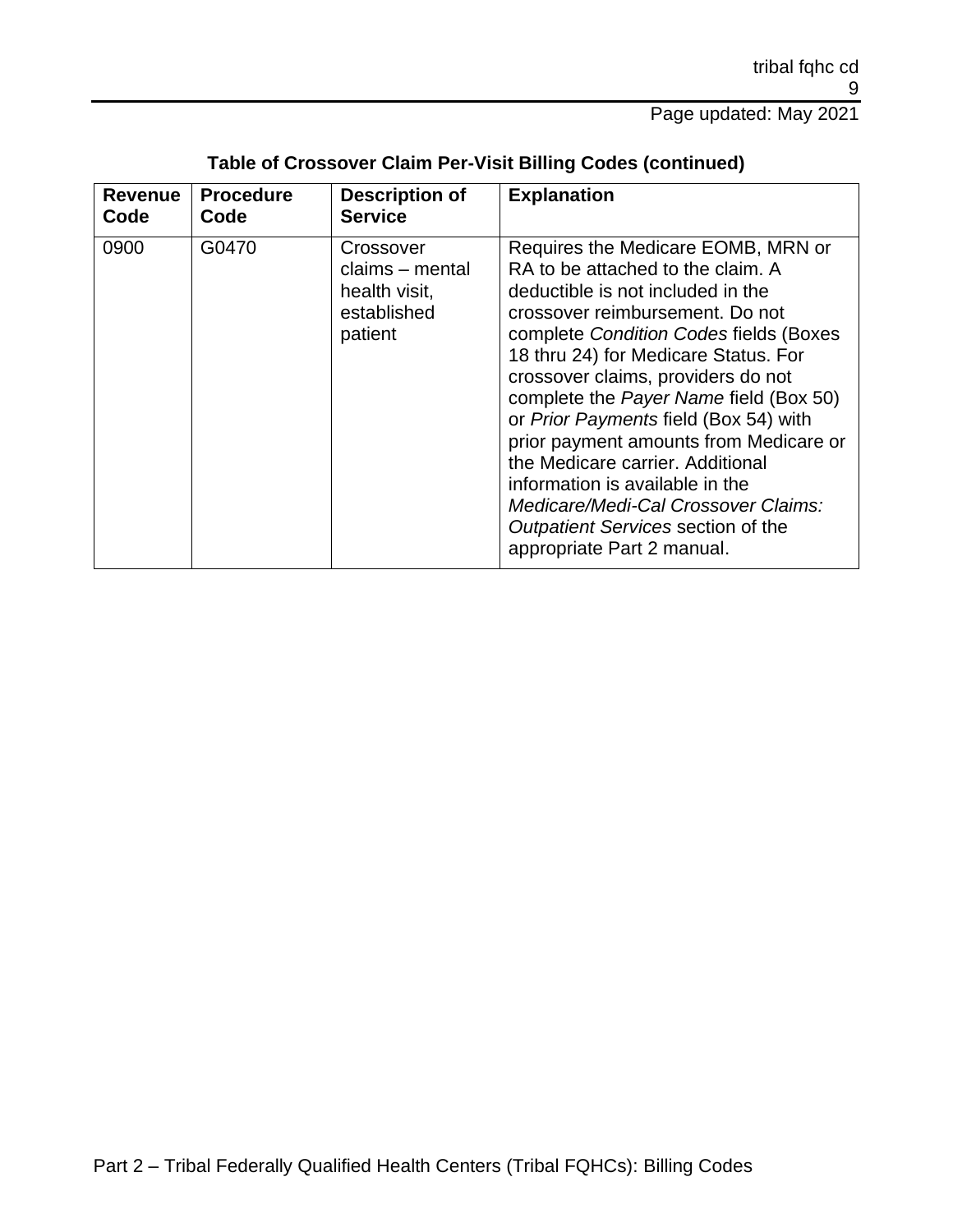**Table of Crossover Claim Per-Visit Billing Codes (continued)**

| Revenue Code | Procedure Code | Description of Service | Explanation |
| --- | --- | --- | --- |
| 0900 | G0470 | Crossover claims – mental health visit, established patient | Requires the Medicare EOMB, MRN or RA to be attached to the claim. A deductible is not included in the crossover reimbursement. Do not complete *Condition Codes* fields (Boxes 18 thru 24) for Medicare Status. For crossover claims, providers do not complete the *Payer Name* field (Box 50) or *Prior Payments* field (Box 54) with prior payment amounts from Medicare or the Medicare carrier. Additional information is available in the *Medicare/Medi-Cal Crossover Claims: Outpatient Services* section of the appropriate Part 2 manual. |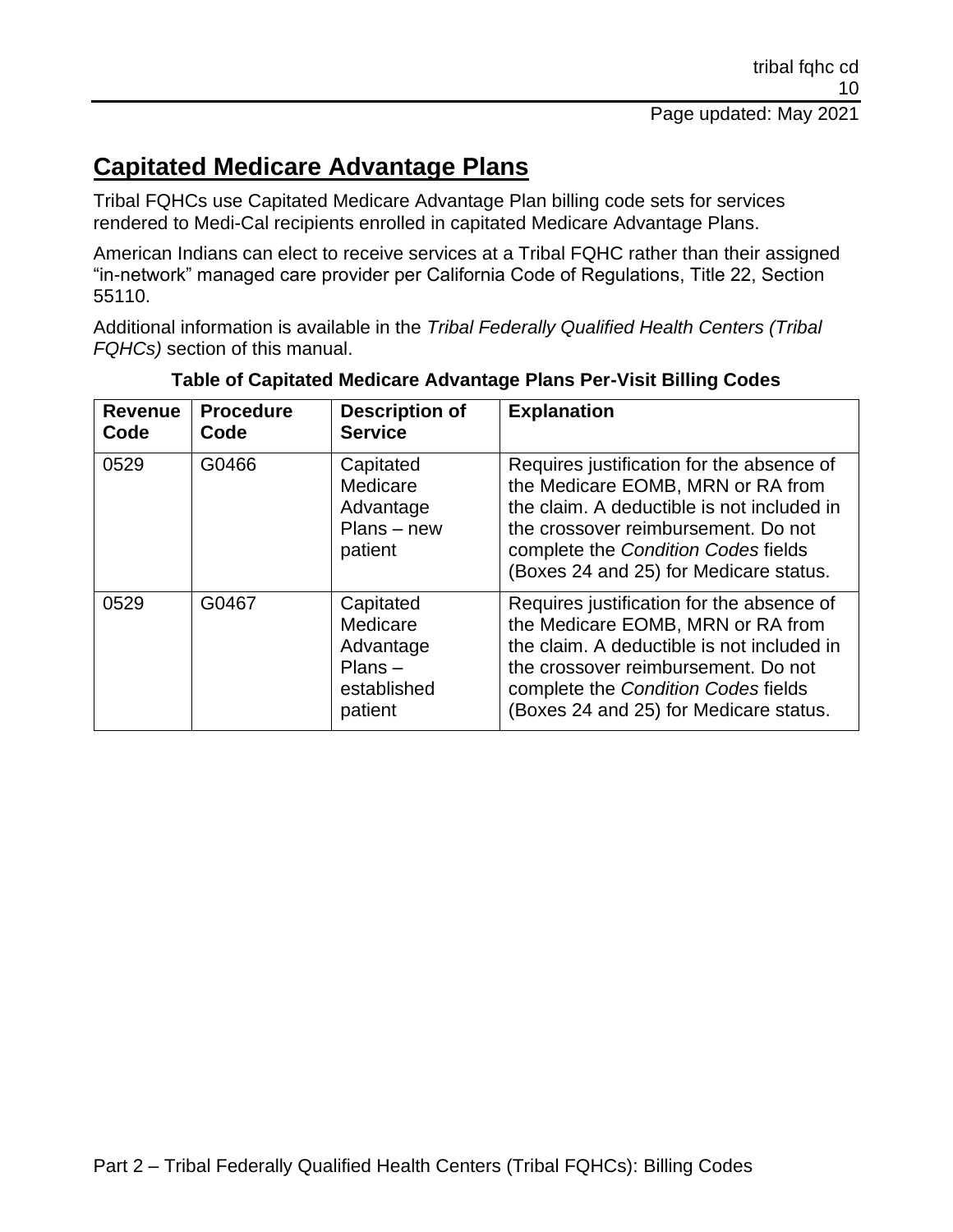## Capitated Medicare Advantage Plans

Tribal FQHCs use Capitated Medicare Advantage Plan billing code sets for services rendered to Medi-Cal recipients enrolled in capitated Medicare Advantage Plans.

American Indians can elect to receive services at a Tribal FQHC rather than their assigned "in-network" managed care provider per California Code of Regulations, Title 22, Section 55110.

Additional information is available in the *Tribal Federally Qualified Health Centers (Tribal FQHCs)* section of this manual.

**Table of Capitated Medicare Advantage Plans Per-Visit Billing Codes**

| Revenue Code | Procedure Code | Description of Service | Explanation |
|---|---|---|---|
| 0529 | G0466 | Capitated Medicare Advantage Plans – new patient | Requires justification for the absence of the Medicare EOMB, MRN or RA from the claim. A deductible is not included in the crossover reimbursement. Do not complete the *Condition Codes* fields (Boxes 24 and 25) for Medicare status. |
| 0529 | G0467 | Capitated Medicare Advantage Plans – established patient | Requires justification for the absence of the Medicare EOMB, MRN or RA from the claim. A deductible is not included in the crossover reimbursement. Do not complete the *Condition Codes* fields (Boxes 24 and 25) for Medicare status. |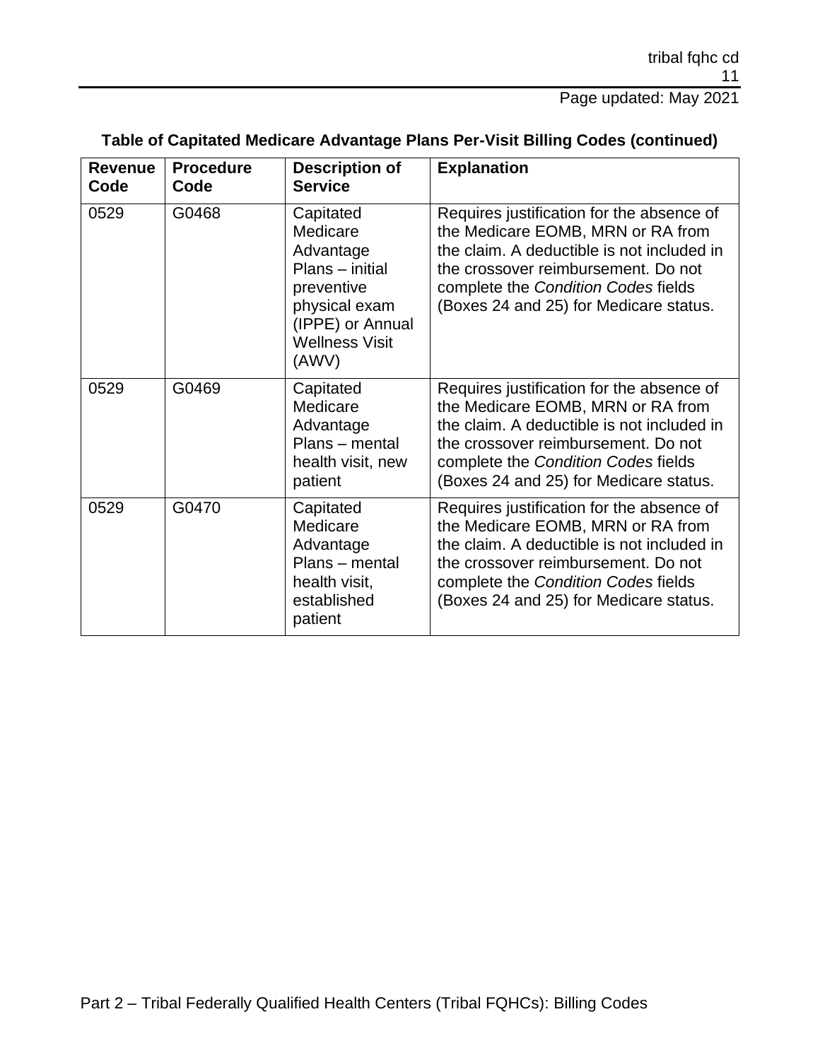**Table of Capitated Medicare Advantage Plans Per-Visit Billing Codes (continued)**

| Revenue Code | Procedure Code | Description of Service | Explanation |
| --- | --- | --- | --- |
| 0529 | G0468 | Capitated Medicare Advantage Plans – initial preventive physical exam (IPPE) or Annual Wellness Visit (AWV) | Requires justification for the absence of the Medicare EOMB, MRN or RA from the claim. A deductible is not included in the crossover reimbursement. Do not complete the *Condition Codes* fields (Boxes 24 and 25) for Medicare status. |
| 0529 | G0469 | Capitated Medicare Advantage Plans – mental health visit, new patient | Requires justification for the absence of the Medicare EOMB, MRN or RA from the claim. A deductible is not included in the crossover reimbursement. Do not complete the *Condition Codes* fields (Boxes 24 and 25) for Medicare status. |
| 0529 | G0470 | Capitated Medicare Advantage Plans – mental health visit, established patient | Requires justification for the absence of the Medicare EOMB, MRN or RA from the claim. A deductible is not included in the crossover reimbursement. Do not complete the *Condition Codes* fields (Boxes 24 and 25) for Medicare status. |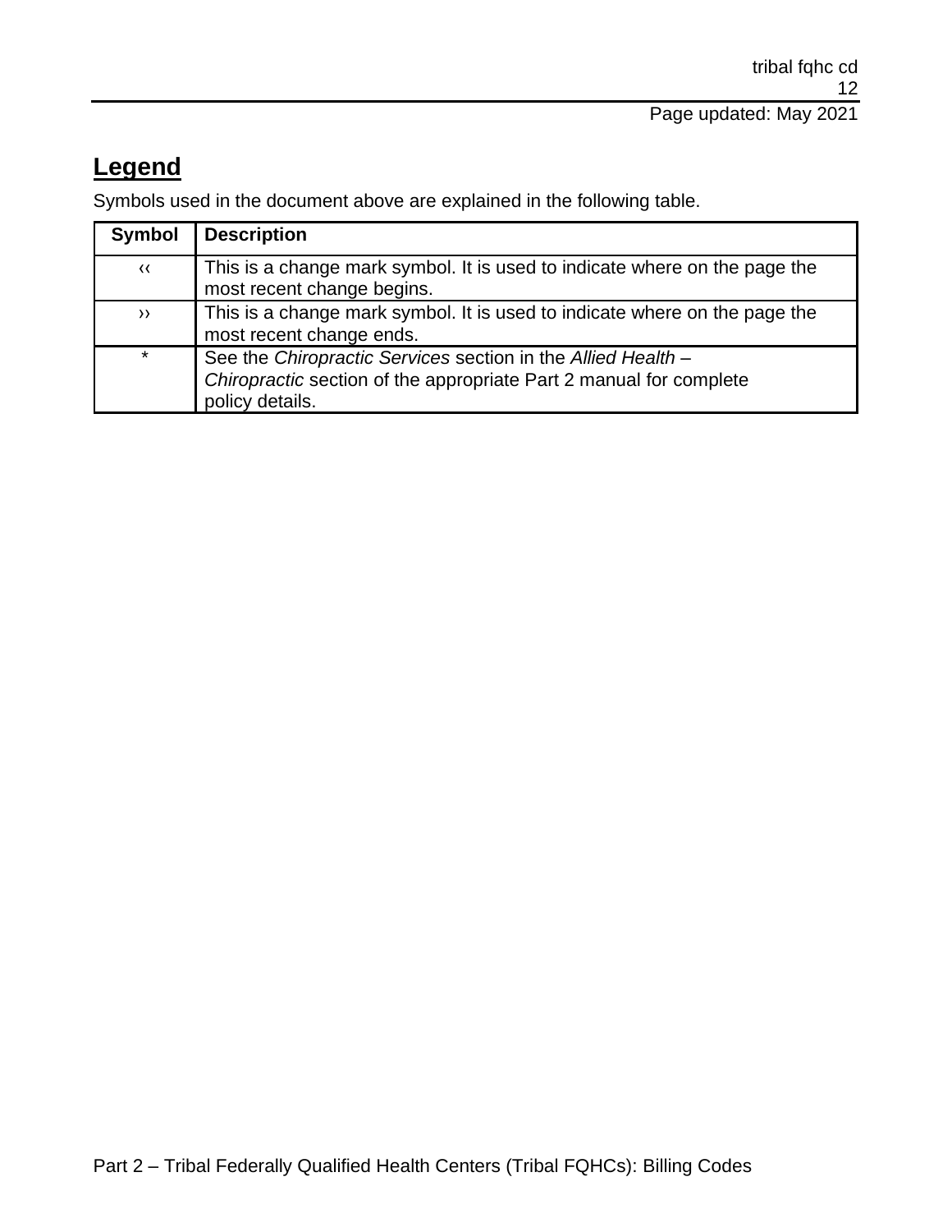## Legend

Symbols used in the document above are explained in the following table.

| Symbol | Description |
| --- | --- |
| ‹‹ | This is a change mark symbol. It is used to indicate where on the page the most recent change begins. |
| ›› | This is a change mark symbol. It is used to indicate where on the page the most recent change ends. |
| * | See the *Chiropractic Services* section in the *Allied Health – Chiropractic* section of the appropriate Part 2 manual for complete policy details. |